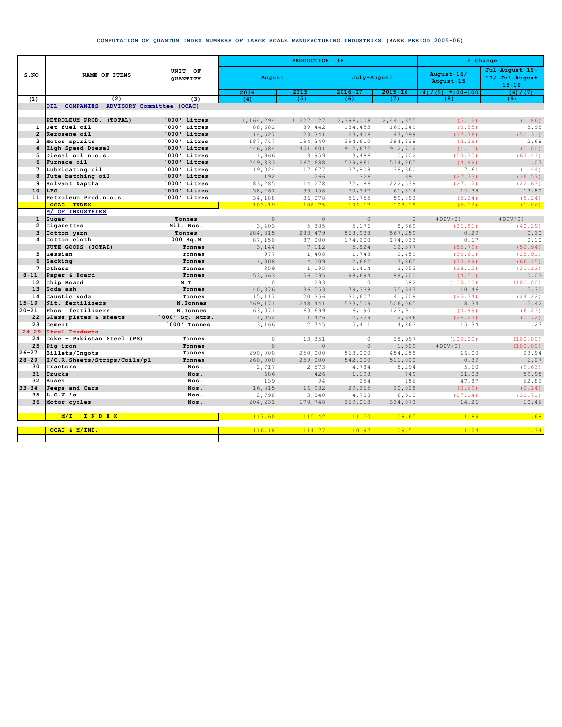COMPUTATION OF QUANTUM INDEX NUMBERS OF LARGE SCALE MANUFACTURING INDUSTRIES (BASE PERIOD 2005-06)

| S.NO | NAME OF ITEMS | UNIT OF QUANTITY | PRODUCTION IN | | | | % Change | |
|---|---|---|---|---|---|---|---|---|
| | | | August | | July-August | | August-16/ August-15 | Jul-August 16-17/ Jul-August 15-16 |
| | | | 2016 | 2015 | 2016-17 | 2015-16 | (4)/(5) *100-100 | (6)/(7) |
| (1) | (2) | (3) | (4) | (5) | (6) | (7) | (8) | (9) |
| | OIL COMPANIES ADVISORY Committee (OCAC) | | | | | | | |
| | PETROLEUM PROD. (TOTAL) | `000' Litres | 1,164,294 | 1,227,127 | 2,396,008 | 2,441,355 | (5.12) | (1.86) |
| 1 | Jet fuel oil | `000' Litres | 88,682 | 89,442 | 184,453 | 169,249 | (0.85) | 8.98 |
| 2 | Kerosene oil | `000' Litres | 14,527 | 23,341 | 23,406 | 47,099 | (37.76) | (50.31) |
| 3 | Motor spirits | `000' Litres | 187,747 | 194,340 | 394,610 | 384,328 | (3.39) | 2.68 |
| 4 | High Speed Diesel | `000' Litres | 446,584 | 451,601 | 912,672 | 912,712 | (1.11) | (0.00) |
| 5 | Diesel oil n.o.s. | `000' Litres | 1,966 | 3,959 | 3,486 | 10,702 | (50.35) | (67.43) |
| 6 | Furnace oil | `000' Litres | 249,833 | 262,688 | 539,961 | 534,265 | (4.89) | 1.07 |
| 7 | Lubricating oil | `000' Litres | 19,024 | 17,677 | 37,808 | 38,360 | 7.61 | (1.44) |
| 8 | Jute batching oil | `000' Litres | 192 | 266 | 326 | 391 | (27.73) | (16.57) |
| 9 | Solvant Naptha | `000' Litres | 83,285 | 114,278 | 172,186 | 222,539 | (27.12) | (22.63) |
| 10 | LPG | `000' Litres | 38,267 | 33,458 | 70,347 | 61,814 | 14.38 | 13.80 |
| 11 | Petroleum Prod.n.o.s. | `000' Litres | 34,188 | 36,078 | 56,755 | 59,893 | (5.24) | (5.24) |
| | OCAC INDEX | | 103.19 | 108.75 | 106.17 | 108.18 | (5.12) | (1.86) |
| | M/ OF INDUSTRIES | | | | | | | |
| 1 | Sugar | Tonnes | 0 | 0 | 0 | 0 | #DIV/0! | #DIV/0! |
| 2 | Cigarettes | Mil. Nos. | 3,403 | 5,385 | 5,176 | 8,669 | (36.81) | (40.29) |
| 3 | Cotton yarn | Tonnes | 284,315 | 283,479 | 568,938 | 567,259 | 0.29 | 0.30 |
| 4 | Cotton cloth | 000 Sq.M | 87,150 | 87,000 | 174,200 | 174,033 | 0.17 | 0.10 |
| | JUTE GOODS (TOTAL) | Tonnes | 3,144 | 7,112 | 5,824 | 12,377 | (55.79) | (52.94) |
| 5 | Hessian | Tonnes | 977 | 1,408 | 1,748 | 2,459 | (30.61) | (28.91) |
| 6 | Sacking | Tonnes | 1,308 | 4,509 | 2,662 | 7,865 | (70.99) | (66.15) |
| 7 | Others | Tonnes | 859 | 1,195 | 1,414 | 2,053 | (28.12) | (31.13) |
| 8-11 | Paper & Board | Tonnes | 53,563 | 56,095 | 98,694 | 89,700 | (4.51) | 10.03 |
| 12 | Chip Board | M.T | 0 | 293 | 0 | 582 | (100.00) | (100.00) |
| 13 | Soda ash | Tonnes | 40,376 | 36,553 | 79,338 | 75,347 | 10.46 | 5.30 |
| 14 | Caustic soda | Tonnes | 15,117 | 20,356 | 31,607 | 41,709 | (25.74) | (24.22) |
| 15-19 | Nit. fertilizers | N.Tonnes | 269,171 | 248,441 | 533,509 | 506,065 | 8.34 | 5.42 |
| 20-21 | Phos. fertilizers | N.Tonnes | 63,071 | 63,699 | 116,190 | 123,910 | (0.99) | (6.23) |
| 22 | Glass plates & sheets | `000' Sq. Mtrs. | 1,052 | 1,426 | 2,329 | 2,346 | (26.23) | (0.72) |
| 23 | Cement | `000' Tonnes | 3,166 | 2,745 | 5,411 | 4,863 | 15.34 | 11.27 |
| 24-29 | Steel Products | | | | | | | |
| 24 | Coke - Pakistan Steel (PS) | Tonnes | 0 | 13,351 | 0 | 35,997 | (100.00) | (100.00) |
| 25 | Pig iron | Tonnes | 0 | 0 | 0 | 1,509 | #DIV/0! | (100.00) |
| 26-27 | Billets/Ingots | Tonnes | 290,000 | 250,000 | 563,000 | 454,258 | 16.00 | 23.94 |
| 28-29 | H/C.R.Sheets/Strips/Coils/pl | Tonnes | 260,000 | 259,000 | 542,000 | 511,000 | 0.39 | 6.07 |
| 30 | Tractors | Nos. | 2,717 | 2,573 | 4,784 | 5,294 | 5.60 | (9.63) |
| 31 | Trucks | Nos. | 686 | 426 | 1,198 | 749 | 61.03 | 59.95 |
| 32 | Buses | Nos. | 139 | 94 | 254 | 156 | 47.87 | 62.82 |
| 33-34 | Jeeps and Cars | Nos. | 16,815 | 16,932 | 29,365 | 30,008 | (0.69) | (2.14) |
| 35 | L.C.V.'s | Nos. | 2,798 | 3,840 | 4,788 | 6,910 | (27.14) | (30.71) |
| 36 | Motor cycles | Nos. | 204,231 | 178,748 | 369,013 | 334,073 | 14.26 | 10.46 |
| | M/I INDEX | | 117.60 | 115.42 | 111.50 | 109.65 | 1.89 | 1.68 |
| | OCAC & M/IND. | | 116.18 | 114.77 | 110.97 | 109.51 | 1.24 | 1.34 |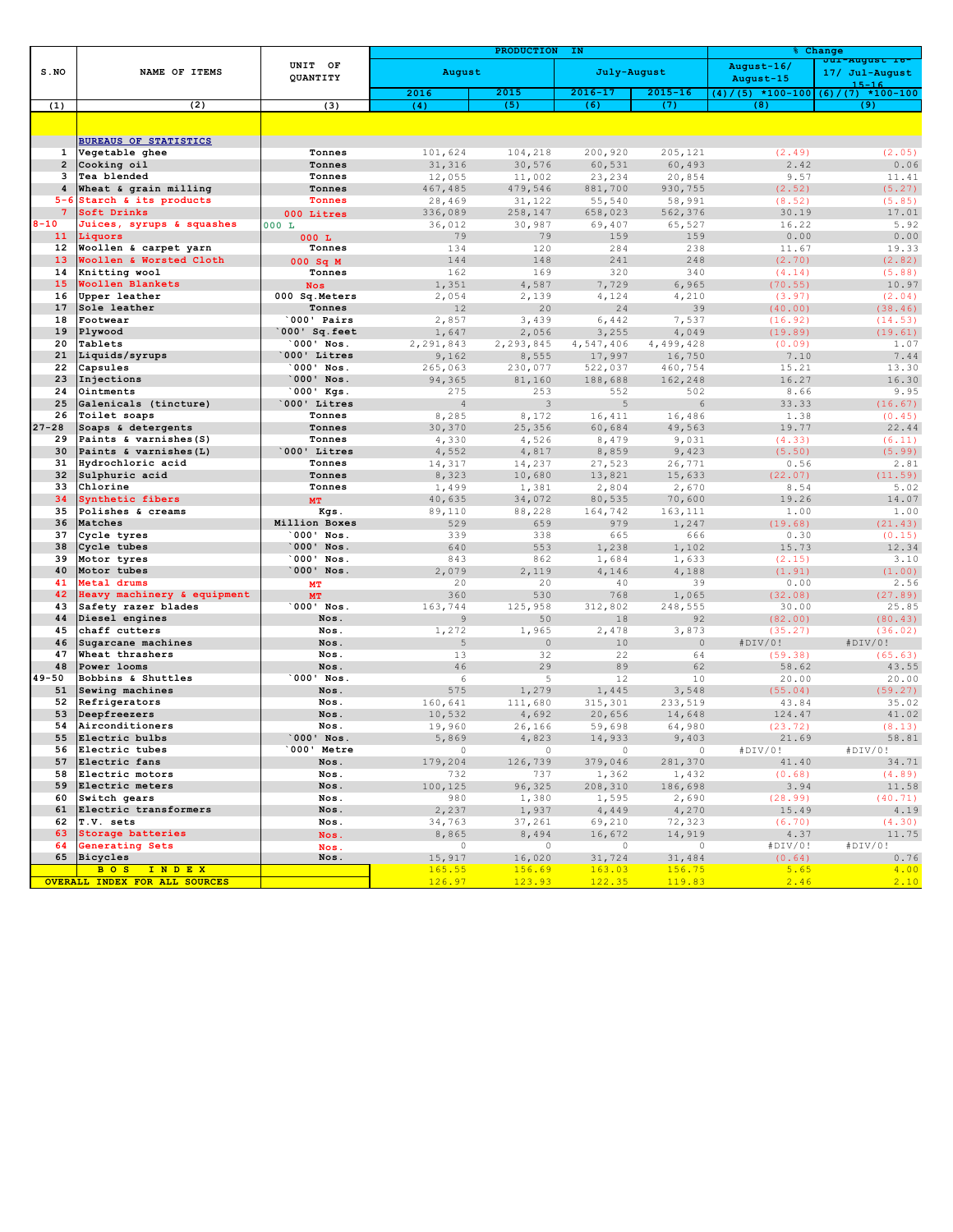| S.NO | NAME OF ITEMS | UNIT OF QUANTITY | PRODUCTION IN | | | | % Change | |
|---|---|---|---|---|---|---|---|---|
| | | | August | | July-August | | August-16/ August-15 | Jul-August 16-17/ Jul-August 15-16 |
| | | | 2016 | 2015 | 2016-17 | 2015-16 | (4)/(5) *100-100 | (6)/(7) *100-100 |
| (1) | (2) | (3) | (4) | (5) | (6) | (7) | (8) | (9) |
| | BUREAUS OF STATISTICS | | | | | | | |
| 1 | Vegetable ghee | Tonnes | 101,624 | 104,218 | 200,920 | 205,121 | (2.49) | (2.05) |
| 2 | Cooking oil | Tonnes | 31,316 | 30,576 | 60,531 | 60,493 | 2.42 | 0.06 |
| 3 | Tea blended | Tonnes | 12,055 | 11,002 | 23,234 | 20,854 | 9.57 | 11.41 |
| 4 | Wheat & grain milling | Tonnes | 467,485 | 479,546 | 881,700 | 930,755 | (2.52) | (5.27) |
| 5-6 | Starch & its products | Tonnes | 28,469 | 31,122 | 55,540 | 58,991 | (8.52) | (5.85) |
| 7 | Soft Drinks | 000 Litres | 336,089 | 258,147 | 658,023 | 562,376 | 30.19 | 17.01 |
| 8-10 | Juices, syrups & squashes | 000 L | 36,012 | 30,987 | 69,407 | 65,527 | 16.22 | 5.92 |
| 11 | Liquors | 000 L | 79 | 79 | 159 | 159 | 0.00 | 0.00 |
| 12 | Woollen & carpet yarn | Tonnes | 134 | 120 | 284 | 238 | 11.67 | 19.33 |
| 13 | Woollen & Worsted Cloth | 000 Sq M | 144 | 148 | 241 | 248 | (2.70) | (2.82) |
| 14 | Knitting wool | Tonnes | 162 | 169 | 320 | 340 | (4.14) | (5.88) |
| 15 | Woollen Blankets | Nos | 1,351 | 4,587 | 7,729 | 6,965 | (70.55) | 10.97 |
| 16 | Upper leather | 000 Sq.Meters | 2,054 | 2,139 | 4,124 | 4,210 | (3.97) | (2.04) |
| 17 | Sole leather | Tonnes | 12 | 20 | 24 | 39 | (40.00) | (38.46) |
| 18 | Footwear | `000' Pairs | 2,857 | 3,439 | 6,442 | 7,537 | (16.92) | (14.53) |
| 19 | Plywood | `000' Sq.feet | 1,647 | 2,056 | 3,255 | 4,049 | (19.89) | (19.61) |
| 20 | Tablets | `000' Nos. | 2,291,843 | 2,293,845 | 4,547,406 | 4,499,428 | (0.09) | 1.07 |
| 21 | Liquids/syrups | `000' Litres | 9,162 | 8,555 | 17,997 | 16,750 | 7.10 | 7.44 |
| 22 | Capsules | `000' Nos. | 265,063 | 230,077 | 522,037 | 460,754 | 15.21 | 13.30 |
| 23 | Injections | `000' Nos. | 94,365 | 81,160 | 188,688 | 162,248 | 16.27 | 16.30 |
| 24 | Ointments | `000' Kgs. | 275 | 253 | 552 | 502 | 8.66 | 9.95 |
| 25 | Galenicals (tincture) | `000' Litres | 4 | 3 | 5 | 6 | 33.33 | (16.67) |
| 26 | Toilet soaps | Tonnes | 8,285 | 8,172 | 16,411 | 16,486 | 1.38 | (0.45) |
| 27-28 | Soaps & detergents | Tonnes | 30,370 | 25,356 | 60,684 | 49,563 | 19.77 | 22.44 |
| 29 | Paints & varnishes(S) | Tonnes | 4,330 | 4,526 | 8,479 | 9,031 | (4.33) | (6.11) |
| 30 | Paints & varnishes(L) | `000' Litres | 4,552 | 4,817 | 8,859 | 9,423 | (5.50) | (5.99) |
| 31 | Hydrochloric acid | Tonnes | 14,317 | 14,237 | 27,523 | 26,771 | 0.56 | 2.81 |
| 32 | Sulphuric acid | Tonnes | 8,323 | 10,680 | 13,821 | 15,633 | (22.07) | (11.59) |
| 33 | Chlorine | Tonnes | 1,499 | 1,381 | 2,804 | 2,670 | 8.54 | 5.02 |
| 34 | Synthetic fibers | MT | 40,635 | 34,072 | 80,535 | 70,600 | 19.26 | 14.07 |
| 35 | Polishes & creams | Kgs. | 89,110 | 88,228 | 164,742 | 163,111 | 1.00 | 1.00 |
| 36 | Matches | Million Boxes | 529 | 659 | 979 | 1,247 | (19.68) | (21.43) |
| 37 | Cycle tyres | `000' Nos. | 339 | 338 | 665 | 666 | 0.30 | (0.15) |
| 38 | Cycle tubes | `000' Nos. | 640 | 553 | 1,238 | 1,102 | 15.73 | 12.34 |
| 39 | Motor tyres | `000' Nos. | 843 | 862 | 1,684 | 1,633 | (2.15) | 3.10 |
| 40 | Motor tubes | `000' Nos. | 2,079 | 2,119 | 4,146 | 4,188 | (1.91) | (1.00) |
| 41 | Metal drums | MT | 20 | 20 | 40 | 39 | 0.00 | 2.56 |
| 42 | Heavy machinery & equipment | MT | 360 | 530 | 768 | 1,065 | (32.08) | (27.89) |
| 43 | Safety razer blades | `000' Nos. | 163,744 | 125,958 | 312,802 | 248,555 | 30.00 | 25.85 |
| 44 | Diesel engines | Nos. | 9 | 50 | 18 | 92 | (82.00) | (80.43) |
| 45 | chaff cutters | Nos. | 1,272 | 1,965 | 2,478 | 3,873 | (35.27) | (36.02) |
| 46 | Sugarcane machines | Nos. | 5 | 0 | 10 | 0 | #DIV/0! | #DIV/0! |
| 47 | Wheat thrashers | Nos. | 13 | 32 | 22 | 64 | (59.38) | (65.63) |
| 48 | Power looms | Nos. | 46 | 29 | 89 | 62 | 58.62 | 43.55 |
| 49-50 | Bobbins & Shuttles | `000' Nos. | 6 | 5 | 12 | 10 | 20.00 | 20.00 |
| 51 | Sewing machines | Nos. | 575 | 1,279 | 1,445 | 3,548 | (55.04) | (59.27) |
| 52 | Refrigerators | Nos. | 160,641 | 111,680 | 315,301 | 233,519 | 43.84 | 35.02 |
| 53 | Deepfreezers | Nos. | 10,532 | 4,692 | 20,656 | 14,648 | 124.47 | 41.02 |
| 54 | Airconditioners | Nos. | 19,960 | 26,166 | 59,698 | 64,980 | (23.72) | (8.13) |
| 55 | Electric bulbs | `000' Nos. | 5,869 | 4,823 | 14,933 | 9,403 | 21.69 | 58.81 |
| 56 | Electric tubes | `000' Metre | 0 | 0 | 0 | 0 | #DIV/0! | #DIV/0! |
| 57 | Electric fans | Nos. | 179,204 | 126,739 | 379,046 | 281,370 | 41.40 | 34.71 |
| 58 | Electric motors | Nos. | 732 | 737 | 1,362 | 1,432 | (0.68) | (4.89) |
| 59 | Electric meters | Nos. | 100,125 | 96,325 | 208,310 | 186,698 | 3.94 | 11.58 |
| 60 | Switch gears | Nos. | 980 | 1,380 | 1,595 | 2,690 | (28.99) | (40.71) |
| 61 | Electric transformers | Nos. | 2,237 | 1,937 | 4,449 | 4,270 | 15.49 | 4.19 |
| 62 | T.V. sets | Nos. | 34,763 | 37,261 | 69,210 | 72,323 | (6.70) | (4.30) |
| 63 | Storage batteries | Nos. | 8,865 | 8,494 | 16,672 | 14,919 | 4.37 | 11.75 |
| 64 | Generating Sets | Nos. | 0 | 0 | 0 | 0 | #DIV/0! | #DIV/0! |
| 65 | Bicycles | Nos. | 15,917 | 16,020 | 31,724 | 31,484 | (0.64) | 0.76 |
| | B O S I N D E X | | 165.55 | 156.69 | 163.03 | 156.75 | 5.65 | 4.00 |
| | OVERALL INDEX FOR ALL SOURCES | | 126.97 | 123.93 | 122.35 | 119.83 | 2.46 | 2.10 |